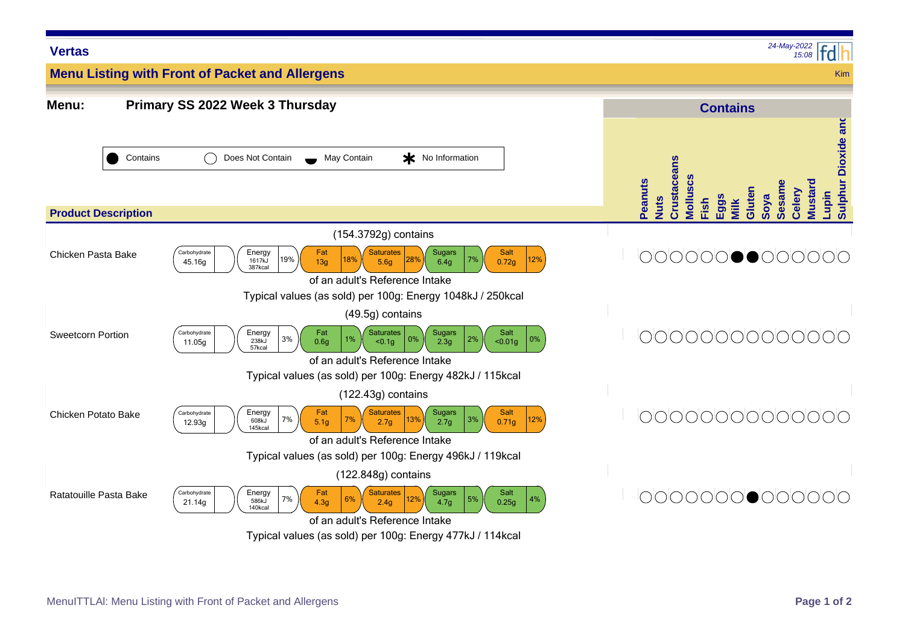**Vertas**

*24-May-2022 15:08*

## Menu Listing with Front of Packet and Allergens

Kim

**Menu:** **Primary SS 2022 Week 3 Thursday**

● Contains ○ Does Not Contain ◓ May Contain ✱ No Information

| Product Description | Nutrition | Peanuts | Nuts | Crustaceans | Molluscs | Fish | Eggs | Milk | Gluten | Soya | Sesame | Celery | Mustard | Lupin | Sulphur Dioxide and |
|---|---|---|---|---|---|---|---|---|---|---|---|---|---|---|---|
| Chicken Pasta Bake | (154.3792g) contains: Carbohydrate 45.16g; Energy 1617kJ 387kcal 19%; Fat 13g 18%; Saturates 5.6g 28%; Sugars 6.4g 7%; Salt 0.72g 12% of an adult's Reference Intake. Typical values (as sold) per 100g: Energy 1048kJ / 250kcal | ○ | ○ | ○ | ○ | ○ | ○ | ● | ● | ○ | ○ | ○ | ○ | ○ | ○ |
| Sweetcorn Portion | (49.5g) contains: Carbohydrate 11.05g; Energy 238kJ 57kcal 3%; Fat 0.6g 1%; Saturates <0.1g 0%; Sugars 2.3g 2%; Salt <0.01g 0% of an adult's Reference Intake. Typical values (as sold) per 100g: Energy 482kJ / 115kcal | ○ | ○ | ○ | ○ | ○ | ○ | ○ | ○ | ○ | ○ | ○ | ○ | ○ | ○ |
| Chicken Potato Bake | (122.43g) contains: Carbohydrate 12.93g; Energy 608kJ 145kcal 7%; Fat 5.1g 7%; Saturates 2.7g 13%; Sugars 2.7g 3%; Salt 0.71g 12% of an adult's Reference Intake. Typical values (as sold) per 100g: Energy 496kJ / 119kcal | ○ | ○ | ○ | ○ | ○ | ○ | ○ | ○ | ○ | ○ | ○ | ○ | ○ | ○ |
| Ratatouille Pasta Bake | (122.848g) contains: Carbohydrate 21.14g; Energy 586kJ 140kcal 7%; Fat 4.3g 6%; Saturates 2.4g 12%; Sugars 4.7g 5%; Salt 0.25g 4% of an adult's Reference Intake. Typical values (as sold) per 100g: Energy 477kJ / 114kcal | ○ | ○ | ○ | ○ | ○ | ○ | ○ | ● | ○ | ○ | ○ | ○ | ○ | ○ |

MenuITTLAl: Menu Listing with Front of Packet and Allergens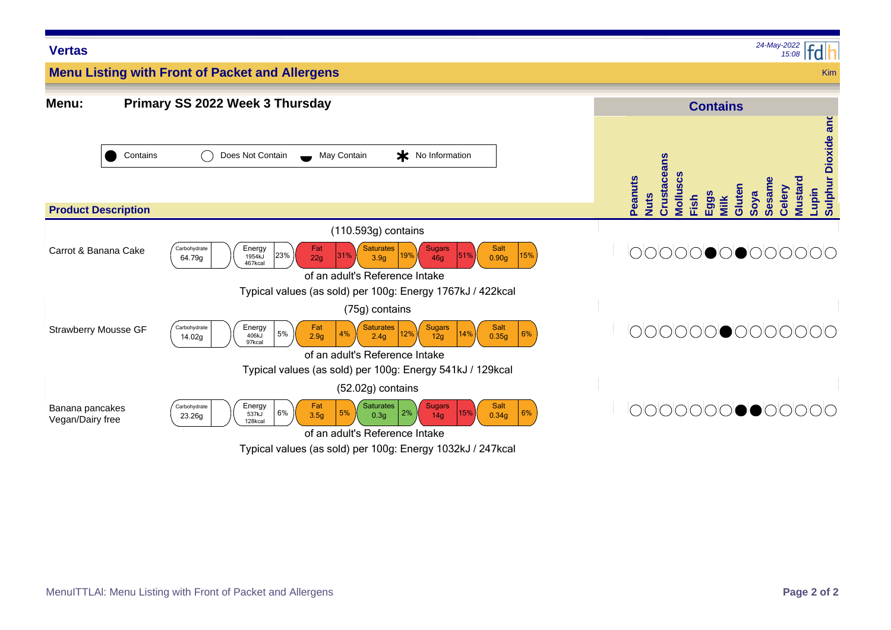**Vertas**

*24-May-2022 15:08*

## Menu Listing with Front of Packet and Allergens

Kim

**Menu:** **Primary SS 2022 Week 3 Thursday**

Legend: ● Contains | ○ Does Not Contain | ◒ May Contain | ✱ No Information

**Contains**

| Product Description | Nutrition | Peanuts | Nuts | Crustaceans | Molluscs | Fish | Eggs | Milk | Gluten | Soya | Sesame | Celery | Mustard | Lupin | Sulphur Dioxide and |
|---|---|---|---|---|---|---|---|---|---|---|---|---|---|---|---|
| Carrot & Banana Cake | (110.593g) contains: Carbohydrate 64.79g; Energy 1954kJ 467kcal 23%; Fat 22g 31%; Saturates 3.9g 19%; Sugars 46g 51%; Salt 0.90g 15% of an adult's Reference Intake. Typical values (as sold) per 100g: Energy 1767kJ / 422kcal | ○ | ○ | ○ | ○ | ○ | ● | ○ | ● | ○ | ○ | ○ | ○ | ○ | ○ |
| Strawberry Mousse GF | (75g) contains: Carbohydrate 14.02g; Energy 406kJ 97kcal 5%; Fat 2.9g 4%; Saturates 2.4g 12%; Sugars 12g 14%; Salt 0.35g 6% of an adult's Reference Intake. Typical values (as sold) per 100g: Energy 541kJ / 129kcal | ○ | ○ | ○ | ○ | ○ | ○ | ● | ○ | ○ | ○ | ○ | ○ | ○ | ○ |
| Banana pancakes Vegan/Dairy free | (52.02g) contains: Carbohydrate 23.26g; Energy 537kJ 128kcal 6%; Fat 3.5g 5%; Saturates 0.3g 2%; Sugars 14g 15%; Salt 0.34g 6% of an adult's Reference Intake. Typical values (as sold) per 100g: Energy 1032kJ / 247kcal | ○ | ○ | ○ | ○ | ○ | ○ | ○ | ● | ● | ○ | ○ | ○ | ○ | ○ |

MenuITTLAl: Menu Listing with Front of Packet and Allergens